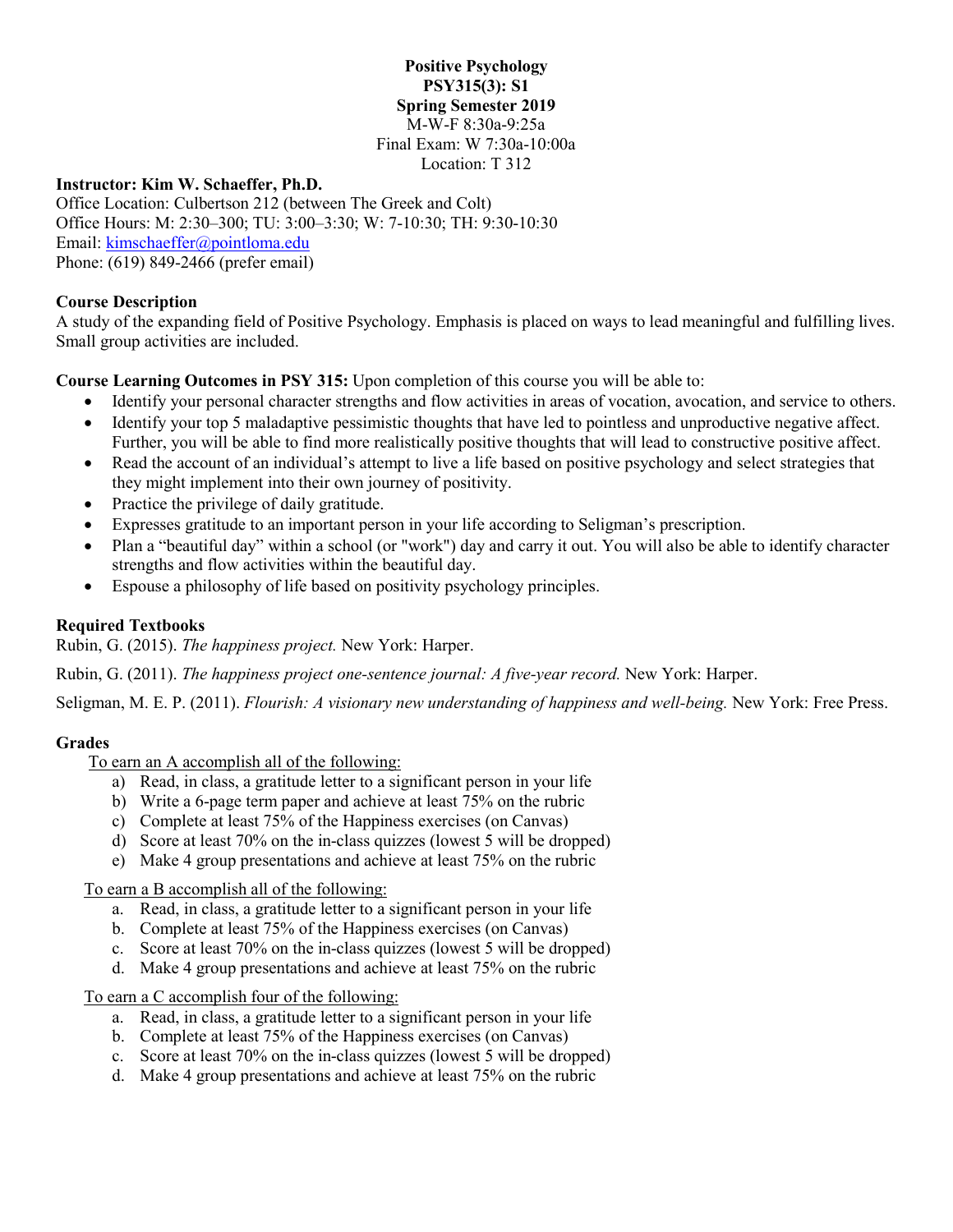**Positive Psychology**
**PSY315(3): S1**
**Spring Semester 2019**
M-W-F 8:30a-9:25a
Final Exam: W 7:30a-10:00a
Location: T 312

**Instructor: Kim W. Schaeffer, Ph.D.**
Office Location: Culbertson 212 (between The Greek and Colt)
Office Hours: M: 2:30–300; TU: 3:00–3:30; W: 7-10:30; TH: 9:30-10:30
Email: kimschaeffer@pointloma.edu
Phone: (619) 849-2466 (prefer email)

## Course Description

A study of the expanding field of Positive Psychology. Emphasis is placed on ways to lead meaningful and fulfilling lives. Small group activities are included.

**Course Learning Outcomes in PSY 315:** Upon completion of this course you will be able to:

- Identify your personal character strengths and flow activities in areas of vocation, avocation, and service to others.
- Identify your top 5 maladaptive pessimistic thoughts that have led to pointless and unproductive negative affect. Further, you will be able to find more realistically positive thoughts that will lead to constructive positive affect.
- Read the account of an individual's attempt to live a life based on positive psychology and select strategies that they might implement into their own journey of positivity.
- Practice the privilege of daily gratitude.
- Expresses gratitude to an important person in your life according to Seligman's prescription.
- Plan a "beautiful day" within a school (or "work") day and carry it out. You will also be able to identify character strengths and flow activities within the beautiful day.
- Espouse a philosophy of life based on positivity psychology principles.

## Required Textbooks

Rubin, G. (2015). *The happiness project.* New York: Harper.

Rubin, G. (2011). *The happiness project one-sentence journal: A five-year record.* New York: Harper.

Seligman, M. E. P. (2011). *Flourish: A visionary new understanding of happiness and well-being.* New York: Free Press.

## Grades

To earn an A accomplish all of the following:

a) Read, in class, a gratitude letter to a significant person in your life
b) Write a 6-page term paper and achieve at least 75% on the rubric
c) Complete at least 75% of the Happiness exercises (on Canvas)
d) Score at least 70% on the in-class quizzes (lowest 5 will be dropped)
e) Make 4 group presentations and achieve at least 75% on the rubric

To earn a B accomplish all of the following:

a. Read, in class, a gratitude letter to a significant person in your life
b. Complete at least 75% of the Happiness exercises (on Canvas)
c. Score at least 70% on the in-class quizzes (lowest 5 will be dropped)
d. Make 4 group presentations and achieve at least 75% on the rubric

To earn a C accomplish four of the following:

a. Read, in class, a gratitude letter to a significant person in your life
b. Complete at least 75% of the Happiness exercises (on Canvas)
c. Score at least 70% on the in-class quizzes (lowest 5 will be dropped)
d. Make 4 group presentations and achieve at least 75% on the rubric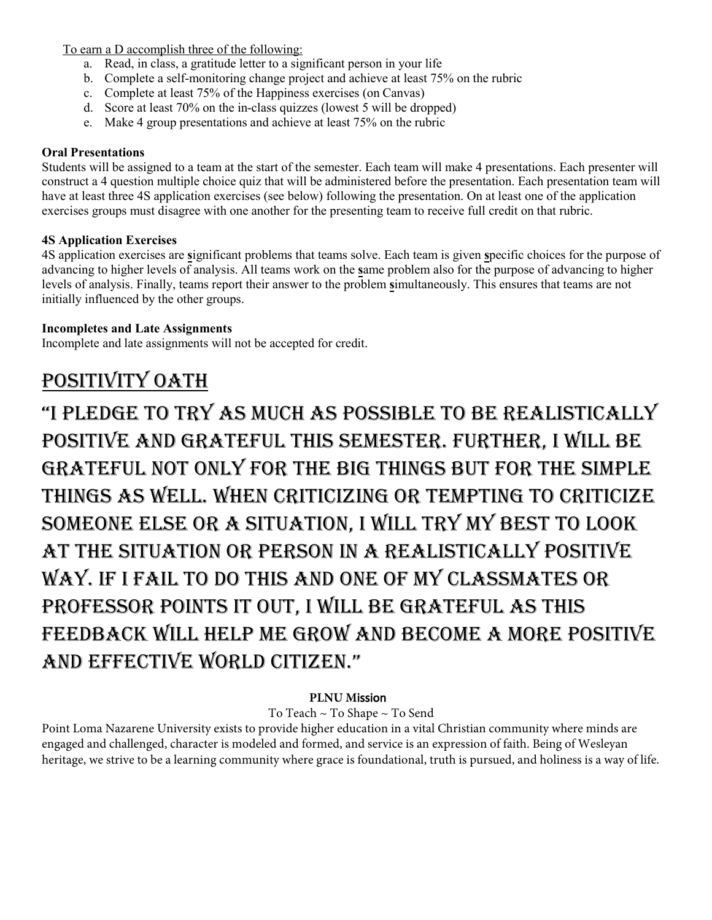To earn a D accomplish three of the following:

a. Read, in class, a gratitude letter to a significant person in your life
b. Complete a self-monitoring change project and achieve at least 75% on the rubric
c. Complete at least 75% of the Happiness exercises (on Canvas)
d. Score at least 70% on the in-class quizzes (lowest 5 will be dropped)
e. Make 4 group presentations and achieve at least 75% on the rubric

**Oral Presentations**

Students will be assigned to a team at the start of the semester. Each team will make 4 presentations. Each presenter will construct a 4 question multiple choice quiz that will be administered before the presentation. Each presentation team will have at least three 4S application exercises (see below) following the presentation. On at least one of the application exercises groups must disagree with one another for the presenting team to receive full credit on that rubric.

**4S Application Exercises**

4S application exercises are **s**ignificant problems that teams solve. Each team is given **s**pecific choices for the purpose of advancing to higher levels of analysis. All teams work on the **s**ame problem also for the purpose of advancing to higher levels of analysis. Finally, teams report their answer to the problem **s**imultaneously. This ensures that teams are not initially influenced by the other groups.

**Incompletes and Late Assignments**

Incomplete and late assignments will not be accepted for credit.

# Positivity Oath

## "I pledge to try as much as possible to be realistically positive and grateful this semester. Further, I will be grateful not only for the big things but for the simple things as well. When criticizing or tempting to criticize someone else or a situation, I will try my best to look at the situation or person in a realistically positive way. If I fail to do this and one of my classmates or professor points it out, I will be grateful as this feedback will help me grow and become a more positive and effective world citizen."

**PLNU Mission**

To Teach ~ To Shape ~ To Send

Point Loma Nazarene University exists to provide higher education in a vital Christian community where minds are engaged and challenged, character is modeled and formed, and service is an expression of faith. Being of Wesleyan heritage, we strive to be a learning community where grace is foundational, truth is pursued, and holiness is a way of life.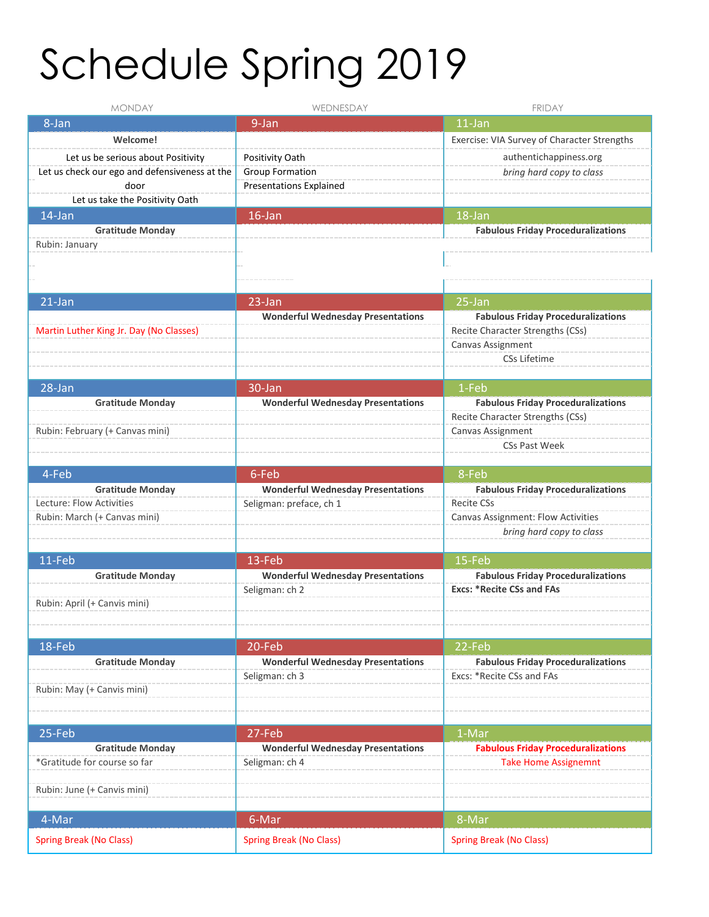# Schedule Spring 2019

| MONDAY | WEDNESDAY | FRIDAY |
|---|---|---|
| **8-Jan** | **9-Jan** | **11-Jan** |
| **Welcome!** | | Exercise: VIA Survey of Character Strengths |
| Let us be serious about Positivity | Positivity Oath | authentichappiness.org |
| Let us check our ego and defensiveness at the door | Group Formation | *bring hard copy to class* |
| | Presentations Explained | |
| Let us take the Positivity Oath | | |
| **14-Jan** | **16-Jan** | **18-Jan** |
| **Gratitude Monday** | | **Fabulous Friday Proceduralizations** |
| Rubin: January | | |
| **21-Jan** | **23-Jan** | **25-Jan** |
| | **Wonderful Wednesday Presentations** | **Fabulous Friday Proceduralizations** |
| Martin Luther King Jr. Day (No Classes) | | Recite Character Strengths (CSs) |
| | | Canvas Assignment |
| | | CSs Lifetime |
| **28-Jan** | **30-Jan** | **1-Feb** |
| **Gratitude Monday** | **Wonderful Wednesday Presentations** | **Fabulous Friday Proceduralizations** |
| | | Recite Character Strengths (CSs) |
| Rubin: February (+ Canvas mini) | | Canvas Assignment |
| | | CSs Past Week |
| **4-Feb** | **6-Feb** | **8-Feb** |
| **Gratitude Monday** | **Wonderful Wednesday Presentations** | **Fabulous Friday Proceduralizations** |
| Lecture: Flow Activities | Seligman: preface, ch 1 | Recite CSs |
| Rubin: March (+ Canvas mini) | | Canvas Assignment: Flow Activities |
| | | *bring hard copy to class* |
| **11-Feb** | **13-Feb** | **15-Feb** |
| **Gratitude Monday** | **Wonderful Wednesday Presentations** | **Fabulous Friday Proceduralizations** |
| | Seligman: ch 2 | **Excs: *Recite CSs and FAs** |
| Rubin: April (+ Canvis mini) | | |
| **18-Feb** | **20-Feb** | **22-Feb** |
| **Gratitude Monday** | **Wonderful Wednesday Presentations** | **Fabulous Friday Proceduralizations** |
| | Seligman: ch 3 | Excs: *Recite CSs and FAs |
| Rubin: May (+ Canvis mini) | | |
| **25-Feb** | **27-Feb** | **1-Mar** |
| **Gratitude Monday** | **Wonderful Wednesday Presentations** | **Fabulous Friday Proceduralizations** |
| *Gratitude for course so far | Seligman: ch 4 | Take Home Assignemnt |
| Rubin: June (+ Canvis mini) | | |
| **4-Mar** | **6-Mar** | **8-Mar** |
| Spring Break (No Class) | Spring Break (No Class) | Spring Break (No Class) |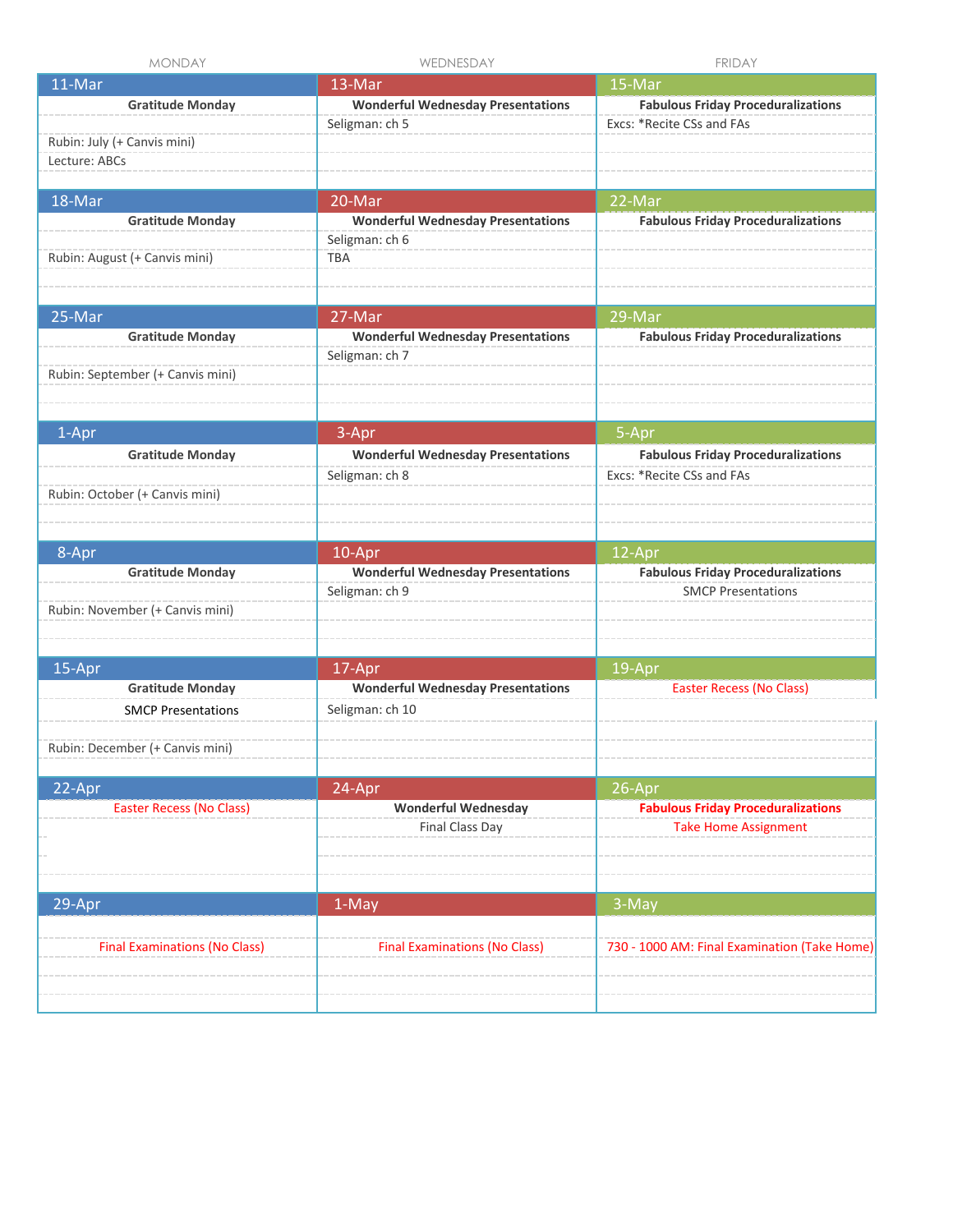| MONDAY | WEDNESDAY | FRIDAY |
| --- | --- | --- |
| **11-Mar** | **13-Mar** | **15-Mar** |
| **Gratitude Monday** | **Wonderful Wednesday Presentations** | **Fabulous Friday Proceduralizations** |
| Rubin: July (+ Canvis mini) | Seligman: ch 5 | Excs: *Recite CSs and FAs |
| Lecture: ABCs | | |
| **18-Mar** | **20-Mar** | **22-Mar** |
| **Gratitude Monday** | **Wonderful Wednesday Presentations** | **Fabulous Friday Proceduralizations** |
| Rubin: August (+ Canvis mini) | Seligman: ch 6 | |
| | TBA | |
| **25-Mar** | **27-Mar** | **29-Mar** |
| **Gratitude Monday** | **Wonderful Wednesday Presentations** | **Fabulous Friday Proceduralizations** |
| Rubin: September (+ Canvis mini) | Seligman: ch 7 | |
| **1-Apr** | **3-Apr** | **5-Apr** |
| **Gratitude Monday** | **Wonderful Wednesday Presentations** | **Fabulous Friday Proceduralizations** |
| Rubin: October (+ Canvis mini) | Seligman: ch 8 | Excs: *Recite CSs and FAs |
| **8-Apr** | **10-Apr** | **12-Apr** |
| **Gratitude Monday** | **Wonderful Wednesday Presentations** | **Fabulous Friday Proceduralizations** |
| Rubin: November (+ Canvis mini) | Seligman: ch 9 | SMCP Presentations |
| **15-Apr** | **17-Apr** | **19-Apr** |
| **Gratitude Monday** | **Wonderful Wednesday Presentations** | Easter Recess (No Class) |
| SMCP Presentations | Seligman: ch 10 | |
| Rubin: December (+ Canvis mini) | | |
| **22-Apr** | **24-Apr** | **26-Apr** |
| Easter Recess (No Class) | **Wonderful Wednesday** | **Fabulous Friday Proceduralizations** |
| | Final Class Day | Take Home Assignment |
| **29-Apr** | **1-May** | **3-May** |
| Final Examinations (No Class) | Final Examinations (No Class) | 730 - 1000 AM: Final Examination (Take Home) |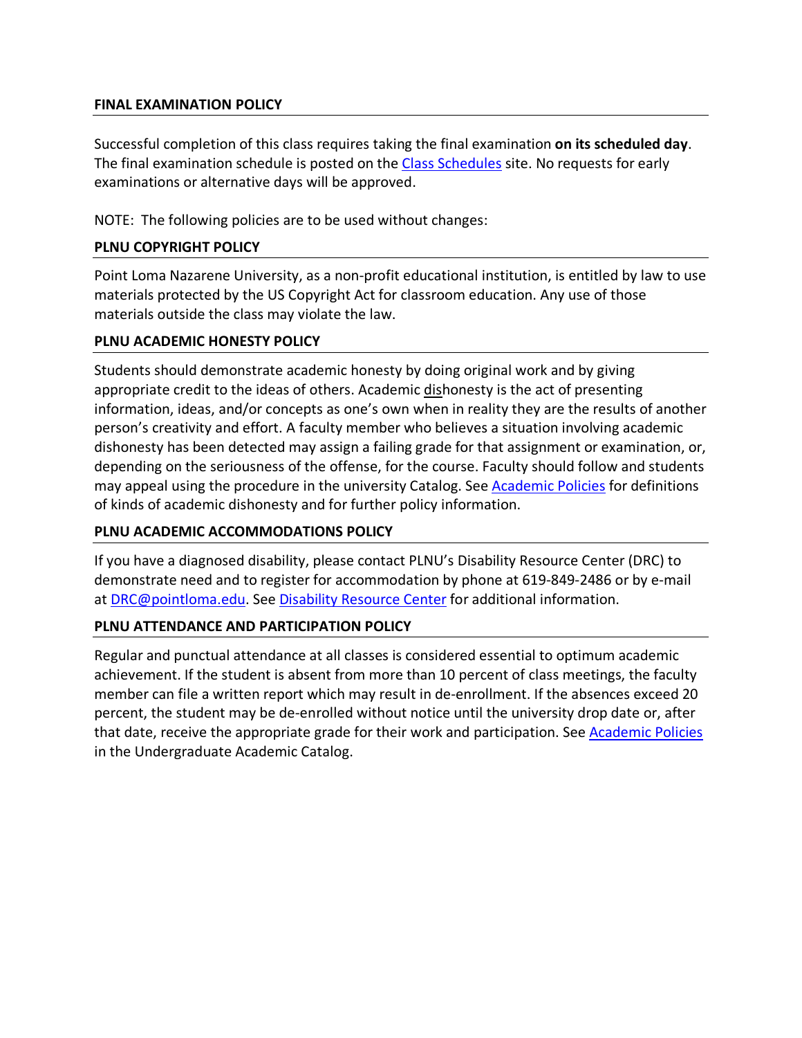### FINAL EXAMINATION POLICY

Successful completion of this class requires taking the final examination **on its scheduled day**. The final examination schedule is posted on the Class Schedules site. No requests for early examinations or alternative days will be approved.

NOTE: The following policies are to be used without changes:

### PLNU COPYRIGHT POLICY

Point Loma Nazarene University, as a non-profit educational institution, is entitled by law to use materials protected by the US Copyright Act for classroom education. Any use of those materials outside the class may violate the law.

### PLNU ACADEMIC HONESTY POLICY

Students should demonstrate academic honesty by doing original work and by giving appropriate credit to the ideas of others. Academic <u>dis</u>honesty is the act of presenting information, ideas, and/or concepts as one's own when in reality they are the results of another person's creativity and effort. A faculty member who believes a situation involving academic dishonesty has been detected may assign a failing grade for that assignment or examination, or, depending on the seriousness of the offense, for the course. Faculty should follow and students may appeal using the procedure in the university Catalog. See Academic Policies for definitions of kinds of academic dishonesty and for further policy information.

### PLNU ACADEMIC ACCOMMODATIONS POLICY

If you have a diagnosed disability, please contact PLNU's Disability Resource Center (DRC) to demonstrate need and to register for accommodation by phone at 619-849-2486 or by e-mail at DRC@pointloma.edu. See Disability Resource Center for additional information.

### PLNU ATTENDANCE AND PARTICIPATION POLICY

Regular and punctual attendance at all classes is considered essential to optimum academic achievement. If the student is absent from more than 10 percent of class meetings, the faculty member can file a written report which may result in de-enrollment. If the absences exceed 20 percent, the student may be de-enrolled without notice until the university drop date or, after that date, receive the appropriate grade for their work and participation. See Academic Policies in the Undergraduate Academic Catalog.